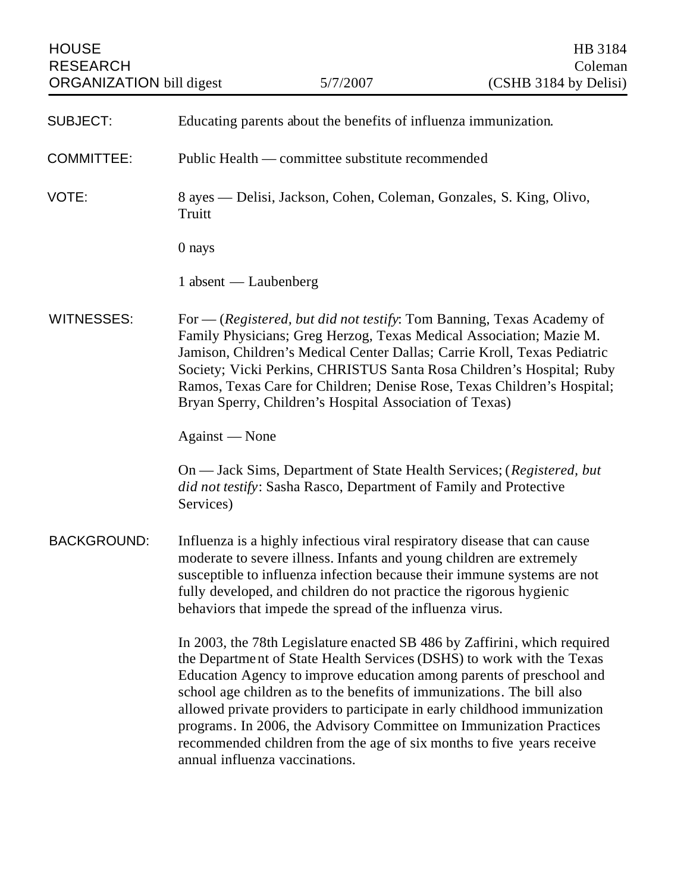HOUSE RESEARCH ORGANIZATION bill digest | 5/7/2007 | HB 3184 Coleman (CSHB 3184 by Delisi)

**SUBJECT:** Educating parents about the benefits of influenza immunization.

**COMMITTEE:** Public Health — committee substitute recommended

**VOTE:** 8 ayes — Delisi, Jackson, Cohen, Coleman, Gonzales, S. King, Olivo, Truitt

0 nays

1 absent — Laubenberg

**WITNESSES:** For — (*Registered, but did not testify*: Tom Banning, Texas Academy of Family Physicians; Greg Herzog, Texas Medical Association; Mazie M. Jamison, Children's Medical Center Dallas; Carrie Kroll, Texas Pediatric Society; Vicki Perkins, CHRISTUS Santa Rosa Children's Hospital; Ruby Ramos, Texas Care for Children; Denise Rose, Texas Children's Hospital; Bryan Sperry, Children's Hospital Association of Texas)

Against — None

On — Jack Sims, Department of State Health Services; (*Registered, but did not testify*: Sasha Rasco, Department of Family and Protective Services)

**BACKGROUND:** Influenza is a highly infectious viral respiratory disease that can cause moderate to severe illness. Infants and young children are extremely susceptible to influenza infection because their immune systems are not fully developed, and children do not practice the rigorous hygienic behaviors that impede the spread of the influenza virus.

In 2003, the 78th Legislature enacted SB 486 by Zaffirini, which required the Department of State Health Services (DSHS) to work with the Texas Education Agency to improve education among parents of preschool and school age children as to the benefits of immunizations. The bill also allowed private providers to participate in early childhood immunization programs. In 2006, the Advisory Committee on Immunization Practices recommended children from the age of six months to five years receive annual influenza vaccinations.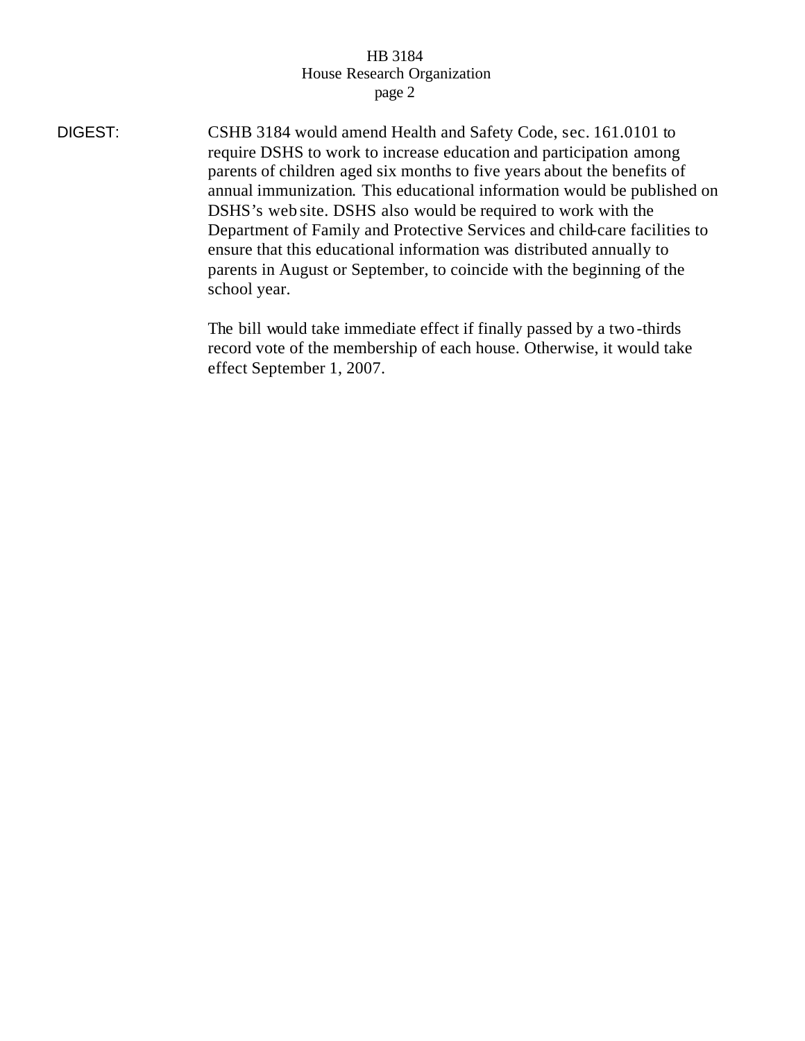**DIGEST:** CSHB 3184 would amend Health and Safety Code, sec. 161.0101 to require DSHS to work to increase education and participation among parents of children aged six months to five years about the benefits of annual immunization. This educational information would be published on DSHS's web site. DSHS also would be required to work with the Department of Family and Protective Services and child-care facilities to ensure that this educational information was distributed annually to parents in August or September, to coincide with the beginning of the school year.

The bill would take immediate effect if finally passed by a two-thirds record vote of the membership of each house. Otherwise, it would take effect September 1, 2007.